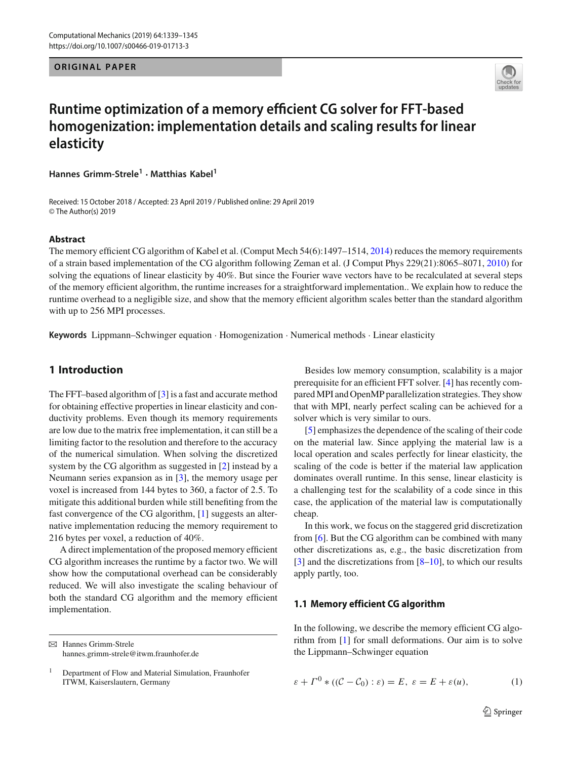ORIGINAL PAPER

# Runtime optimization of a memory efficient CG solver for FFT-based homogenization: implementation details and scaling results for linear elasticity

**Hannes Grimm-Strele[1] · Matthias Kabel[1]**

Received: 15 October 2018 / Accepted: 23 April 2019 / Published online: 29 April 2019
© The Author(s) 2019

## Abstract

The memory efficient CG algorithm of Kabel et al. (Comput Mech 54(6):1497–1514, 2014) reduces the memory requirements of a strain based implementation of the CG algorithm following Zeman et al. (J Comput Phys 229(21):8065–8071, 2010) for solving the equations of linear elasticity by 40%. But since the Fourier wave vectors have to be recalculated at several steps of the memory efficient algorithm, the runtime increases for a straightforward implementation.. We explain how to reduce the runtime overhead to a negligible size, and show that the memory efficient algorithm scales better than the standard algorithm with up to 256 MPI processes.

**Keywords** Lippmann–Schwinger equation · Homogenization · Numerical methods · Linear elasticity

## 1 Introduction

The FFT–based algorithm of [3] is a fast and accurate method for obtaining effective properties in linear elasticity and conductivity problems. Even though its memory requirements are low due to the matrix free implementation, it can still be a limiting factor to the resolution and therefore to the accuracy of the numerical simulation. When solving the discretized system by the CG algorithm as suggested in [2] instead by a Neumann series expansion as in [3], the memory usage per voxel is increased from 144 bytes to 360, a factor of 2.5. To mitigate this additional burden while still benefiting from the fast convergence of the CG algorithm, [1] suggests an alternative implementation reducing the memory requirement to 216 bytes per voxel, a reduction of 40%.

A direct implementation of the proposed memory efficient CG algorithm increases the runtime by a factor two. We will show how the computational overhead can be considerably reduced. We will also investigate the scaling behaviour of both the standard CG algorithm and the memory efficient implementation.

Besides low memory consumption, scalability is a major prerequisite for an efficient FFT solver. [4] has recently compared MPI and OpenMP parallelization strategies. They show that with MPI, nearly perfect scaling can be achieved for a solver which is very similar to ours.

[5] emphasizes the dependence of the scaling of their code on the material law. Since applying the material law is a local operation and scales perfectly for linear elasticity, the scaling of the code is better if the material law application dominates overall runtime. In this sense, linear elasticity is a challenging test for the scalability of a code since in this case, the application of the material law is computationally cheap.

In this work, we focus on the staggered grid discretization from [6]. But the CG algorithm can be combined with many other discretizations as, e.g., the basic discretization from [3] and the discretizations from [8–10], to which our results apply partly, too.

### 1.1 Memory efficient CG algorithm

In the following, we describe the memory efficient CG algorithm from [1] for small deformations. Our aim is to solve the Lippmann–Schwinger equation

$$\varepsilon + \Gamma^0 * ((\mathcal{C} - \mathcal{C}_0) : \varepsilon) = E, \ \varepsilon = E + \varepsilon(u), \tag{1}$$

✉ Hannes Grimm-Strele
hannes.grimm-strele@itwm.fraunhofer.de

[1] Department of Flow and Material Simulation, Fraunhofer ITWM, Kaiserslautern, Germany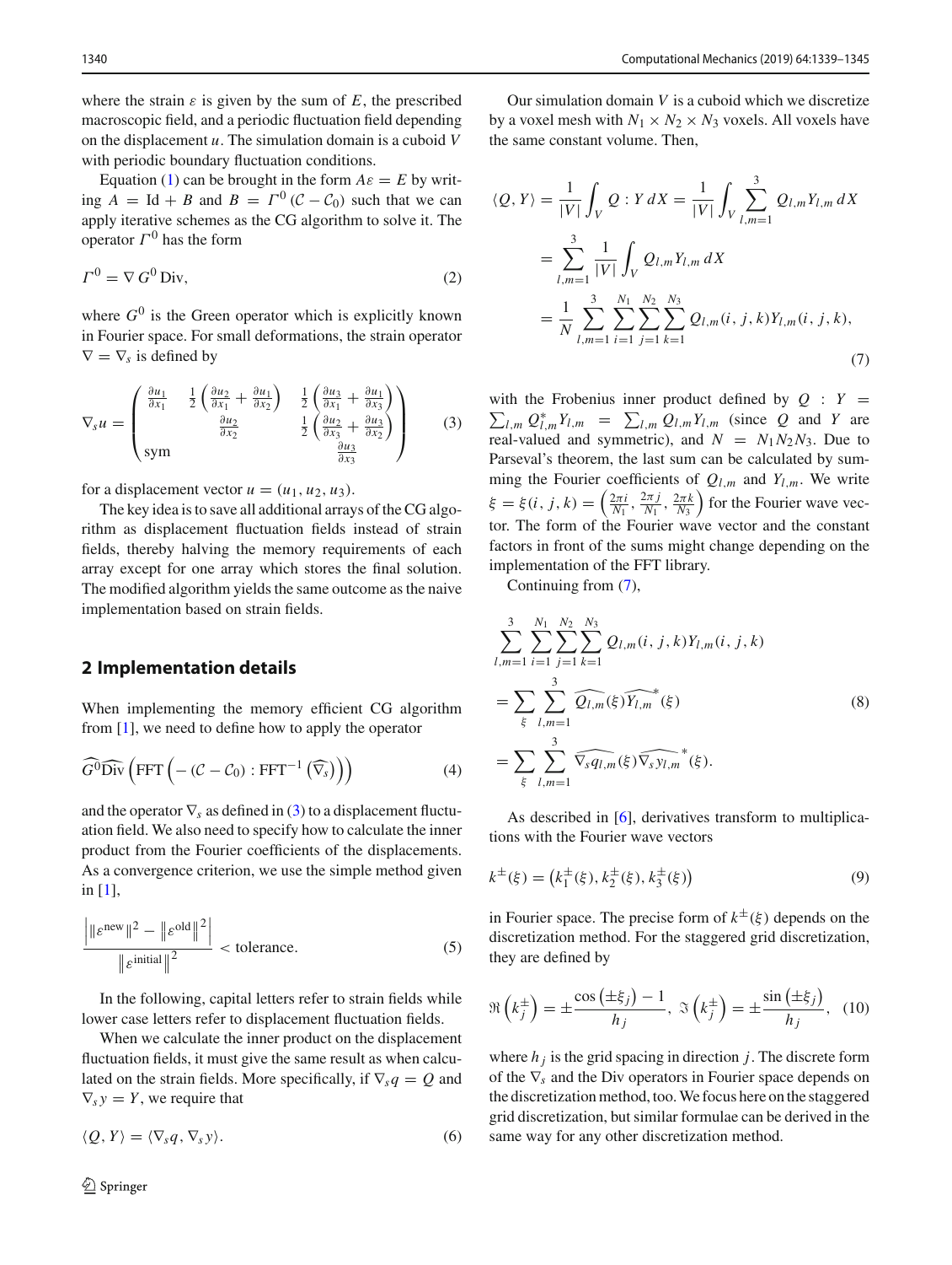where the strain $\varepsilon$ is given by the sum of $E$, the prescribed macroscopic field, and a periodic fluctuation field depending on the displacement $u$. The simulation domain is a cuboid $V$ with periodic boundary fluctuation conditions.

Equation (1) can be brought in the form $A\varepsilon = E$ by writing $A = \text{Id} + B$ and $B = \Gamma^0 (\mathcal{C} - \mathcal{C}_0)$ such that we can apply iterative schemes as the CG algorithm to solve it. The operator $\Gamma^0$ has the form

$$\Gamma^0 = \nabla G^0 \,\text{Div}, \tag{2}$$

where $G^0$ is the Green operator which is explicitly known in Fourier space. For small deformations, the strain operator $\nabla = \nabla_s$ is defined by

$$\nabla_s u = \begin{pmatrix} \frac{\partial u_1}{\partial x_1} & \frac{1}{2}\left(\frac{\partial u_2}{\partial x_1} + \frac{\partial u_1}{\partial x_2}\right) & \frac{1}{2}\left(\frac{\partial u_3}{\partial x_1} + \frac{\partial u_1}{\partial x_3}\right) \\ & \frac{\partial u_2}{\partial x_2} & \frac{1}{2}\left(\frac{\partial u_2}{\partial x_3} + \frac{\partial u_3}{\partial x_2}\right) \\ \text{sym} & & \frac{\partial u_3}{\partial x_3} \end{pmatrix} \tag{3}$$

for a displacement vector $u = (u_1, u_2, u_3)$.

The key idea is to save all additional arrays of the CG algorithm as displacement fluctuation fields instead of strain fields, thereby halving the memory requirements of each array except for one array which stores the final solution. The modified algorithm yields the same outcome as the naive implementation based on strain fields.

## 2 Implementation details

When implementing the memory efficient CG algorithm from [1], we need to define how to apply the operator

$$\widehat{G^0}\widehat{\text{Div}}\left(\text{FFT}\left(-(\mathcal{C} - \mathcal{C}_0) : \text{FFT}^{-1}\left(\widehat{\nabla_s}\right)\right)\right) \tag{4}$$

and the operator $\nabla_s$ as defined in (3) to a displacement fluctuation field. We also need to specify how to calculate the inner product from the Fourier coefficients of the displacements. As a convergence criterion, we use the simple method given in [1],

$$\frac{\left|\left\|\varepsilon^{\text{new}}\right\|^2 - \left\|\varepsilon^{\text{old}}\right\|^2\right|}{\left\|\varepsilon^{\text{initial}}\right\|^2} < \text{tolerance}. \tag{5}$$

In the following, capital letters refer to strain fields while lower case letters refer to displacement fluctuation fields.

When we calculate the inner product on the displacement fluctuation fields, it must give the same result as when calculated on the strain fields. More specifically, if $\nabla_s q = Q$ and $\nabla_s y = Y$, we require that

$$\langle Q, Y\rangle = \langle \nabla_s q, \nabla_s y\rangle. \tag{6}$$

Our simulation domain $V$ is a cuboid which we discretize by a voxel mesh with $N_1 \times N_2 \times N_3$ voxels. All voxels have the same constant volume. Then,

$$\begin{aligned}\langle Q, Y\rangle &= \frac{1}{|V|}\int_V Q : Y\, dX = \frac{1}{|V|}\int_V \sum_{l,m=1}^{3} Q_{l,m} Y_{l,m}\, dX \\ &= \sum_{l,m=1}^{3} \frac{1}{|V|}\int_V Q_{l,m} Y_{l,m}\, dX \\ &= \frac{1}{N}\sum_{l,m=1}^{3}\sum_{i=1}^{N_1}\sum_{j=1}^{N_2}\sum_{k=1}^{N_3} Q_{l,m}(i,j,k) Y_{l,m}(i,j,k),\end{aligned} \tag{7}$$

with the Frobenius inner product defined by $Q : Y = \sum_{l,m} Q^*_{l,m} Y_{l,m} = \sum_{l,m} Q_{l,m} Y_{l,m}$ (since $Q$ and $Y$ are real-valued and symmetric), and $N = N_1 N_2 N_3$. Due to Parseval's theorem, the last sum can be calculated by summing the Fourier coefficients of $Q_{l,m}$ and $Y_{l,m}$. We write $\xi = \xi(i,j,k) = \left(\frac{2\pi i}{N_1}, \frac{2\pi j}{N_1}, \frac{2\pi k}{N_3}\right)$ for the Fourier wave vector. The form of the Fourier wave vector and the constant factors in front of the sums might change depending on the implementation of the FFT library.

Continuing from (7),

$$\begin{aligned}&\sum_{l,m=1}^{3}\sum_{i=1}^{N_1}\sum_{j=1}^{N_2}\sum_{k=1}^{N_3} Q_{l,m}(i,j,k) Y_{l,m}(i,j,k) \\ &= \sum_{\xi}\sum_{l,m=1}^{3} \widehat{Q_{l,m}}(\xi)\widehat{Y_{l,m}}^*(\xi) \\ &= \sum_{\xi}\sum_{l,m=1}^{3} \widehat{\nabla_s q_{l,m}}(\xi)\widehat{\nabla_s y_{l,m}}^*(\xi).\end{aligned} \tag{8}$$

As described in [6], derivatives transform to multiplications with the Fourier wave vectors

$$k^{\pm}(\xi) = \left(k_1^{\pm}(\xi), k_2^{\pm}(\xi), k_3^{\pm}(\xi)\right) \tag{9}$$

in Fourier space. The precise form of $k^{\pm}(\xi)$ depends on the discretization method. For the staggered grid discretization, they are defined by

$$\Re\left(k_j^{\pm}\right) = \pm\frac{\cos\left(\pm\xi_j\right) - 1}{h_j},\ \Im\left(k_j^{\pm}\right) = \pm\frac{\sin\left(\pm\xi_j\right)}{h_j}, \tag{10}$$

where $h_j$ is the grid spacing in direction $j$. The discrete form of the $\nabla_s$ and the Div operators in Fourier space depends on the discretization method, too. We focus here on the staggered grid discretization, but similar formulae can be derived in the same way for any other discretization method.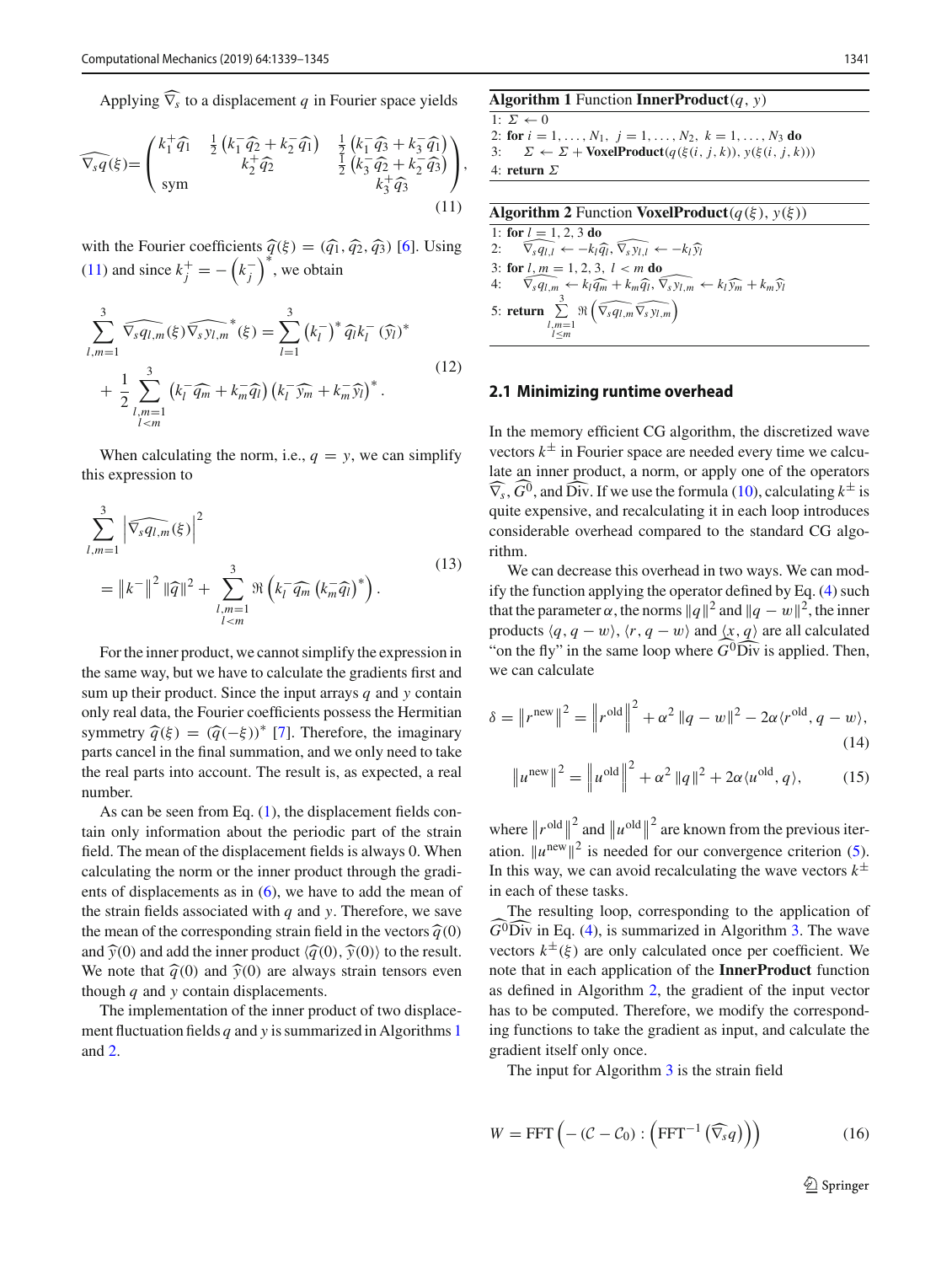Applying $\widehat{\nabla_s}$ to a displacement $q$ in Fourier space yields

$$\widehat{\nabla_s q}(\xi) = \begin{pmatrix} k_1^+ \widehat{q}_1 & \frac{1}{2}\left(k_1^- \widehat{q}_2 + k_2^- \widehat{q}_1\right) & \frac{1}{2}\left(k_1^- \widehat{q}_3 + k_3^- \widehat{q}_1\right) \\ & k_2^+ \widehat{q}_2 & \frac{1}{2}\left(k_3^- \widehat{q}_2 + k_2^- \widehat{q}_3\right) \\ \text{sym} & & k_3^+ \widehat{q}_3 \end{pmatrix}, \tag{11}$$

with the Fourier coefficients $\widehat{q}(\xi) = (\widehat{q}_1, \widehat{q}_2, \widehat{q}_3)$ [6]. Using (11) and since $k_j^+ = -\left(k_j^-\right)^*$, we obtain

$$\sum_{l,m=1}^{3} \widehat{\nabla_s q_{l,m}}(\xi) \widehat{\nabla_s y_{l,m}}^*(\xi) = \sum_{l=1}^{3} \left(k_l^-\right)^* \widehat{q}_l k_l^- \left(\widehat{y}_l\right)^* + \frac{1}{2} \sum_{\substack{l,m=1 \\ l<m}}^{3} \left(k_l^- \widehat{q}_m + k_m^- \widehat{q}_l\right) \left(k_l^- \widehat{y}_m + k_m^- \widehat{y}_l\right)^*. \tag{12}$$

When calculating the norm, i.e., $q = y$, we can simplify this expression to

$$\sum_{l,m=1}^{3} \left|\widehat{\nabla_s q_{l,m}}(\xi)\right|^2 = \left\|k^-\right\|^2 \|\widehat{q}\|^2 + \sum_{\substack{l,m=1 \\ l<m}}^{3} \Re\left(k_l^- \widehat{q}_m \left(k_m^- \widehat{q}_l\right)^*\right). \tag{13}$$

For the inner product, we cannot simplify the expression in the same way, but we have to calculate the gradients first and sum up their product. Since the input arrays $q$ and $y$ contain only real data, the Fourier coefficients possess the Hermitian symmetry $\widehat{q}(\xi) = (\widehat{q}(-\xi))^*$ [7]. Therefore, the imaginary parts cancel in the final summation, and we only need to take the real parts into account. The result is, as expected, a real number.

As can be seen from Eq. (1), the displacement fields contain only information about the periodic part of the strain field. The mean of the displacement fields is always 0. When calculating the norm or the inner product through the gradients of displacements as in (6), we have to add the mean of the strain fields associated with $q$ and $y$. Therefore, we save the mean of the corresponding strain field in the vectors $\widehat{q}(0)$ and $\widehat{y}(0)$ and add the inner product $\langle \widehat{q}(0), \widehat{y}(0) \rangle$ to the result. We note that $\widehat{q}(0)$ and $\widehat{y}(0)$ are always strain tensors even though $q$ and $y$ contain displacements.

The implementation of the inner product of two displacement fluctuation fields $q$ and $y$ is summarized in Algorithms 1 and 2.

**Algorithm 1** Function **InnerProduct**$(q, y)$

```
1: Σ ← 0
2: for i = 1, ..., N1, j = 1, ..., N2, k = 1, ..., N3 do
3:     Σ ← Σ + VoxelProduct(q(ξ(i, j, k)), y(ξ(i, j, k)))
4: return Σ
```

**Algorithm 2** Function **VoxelProduct**$(q(\xi), y(\xi))$

```
1: for l = 1, 2, 3 do
2:     ∇s q_{l,l} ← −k_l q̂_l, ∇s y_{l,l} ← −k_l ŷ_l
3: for l, m = 1, 2, 3, l < m do
4:     ∇s q_{l,m} ← k_l q̂_m + k_m q̂_l, ∇s y_{l,m} ← k_l ŷ_m + k_m ŷ_l
5: return Σ_{l,m=1, l≤m}^{3} ℜ(∇s q_{l,m} ∇s y_{l,m})
```

### 2.1 Minimizing runtime overhead

In the memory efficient CG algorithm, the discretized wave vectors $k^{\pm}$ in Fourier space are needed every time we calculate an inner product, a norm, or apply one of the operators $\widehat{\nabla}_s$, $\widehat{G^0}$, and $\widehat{\text{Div}}$. If we use the formula (10), calculating $k^{\pm}$ is quite expensive, and recalculating it in each loop introduces considerable overhead compared to the standard CG algorithm.

We can decrease this overhead in two ways. We can modify the function applying the operator defined by Eq. (4) such that the parameter $\alpha$, the norms $\|q\|^2$ and $\|q - w\|^2$, the inner products $\langle q, q-w \rangle$, $\langle r, q-w \rangle$ and $\langle x, q \rangle$ are all calculated "on the fly" in the same loop where $\widehat{G^0 \text{Div}}$ is applied. Then, we can calculate

$$\delta = \left\|r^{\text{new}}\right\|^2 = \left\|r^{\text{old}}\right\|^2 + \alpha^2 \|q - w\|^2 - 2\alpha \langle r^{\text{old}}, q - w \rangle, \tag{14}$$

$$\left\|u^{\text{new}}\right\|^2 = \left\|u^{\text{old}}\right\|^2 + \alpha^2 \|q\|^2 + 2\alpha \langle u^{\text{old}}, q \rangle, \tag{15}$$

where $\left\|r^{\text{old}}\right\|^2$ and $\left\|u^{\text{old}}\right\|^2$ are known from the previous iteration. $\|u^{\text{new}}\|^2$ is needed for our convergence criterion (5). In this way, we can avoid recalculating the wave vectors $k^{\pm}$ in each of these tasks.

The resulting loop, corresponding to the application of $\widehat{G^0 \text{Div}}$ in Eq. (4), is summarized in Algorithm 3. The wave vectors $k^{\pm}(\xi)$ are only calculated once per coefficient. We note that in each application of the **InnerProduct** function as defined in Algorithm 2, the gradient of the input vector has to be computed. Therefore, we modify the corresponding functions to take the gradient as input, and calculate the gradient itself only once.

The input for Algorithm 3 is the strain field

$$W = \text{FFT}\left(-(\mathcal{C} - \mathcal{C}_0) : \left(\text{FFT}^{-1}\left(\widehat{\nabla_s q}\right)\right)\right) \tag{16}$$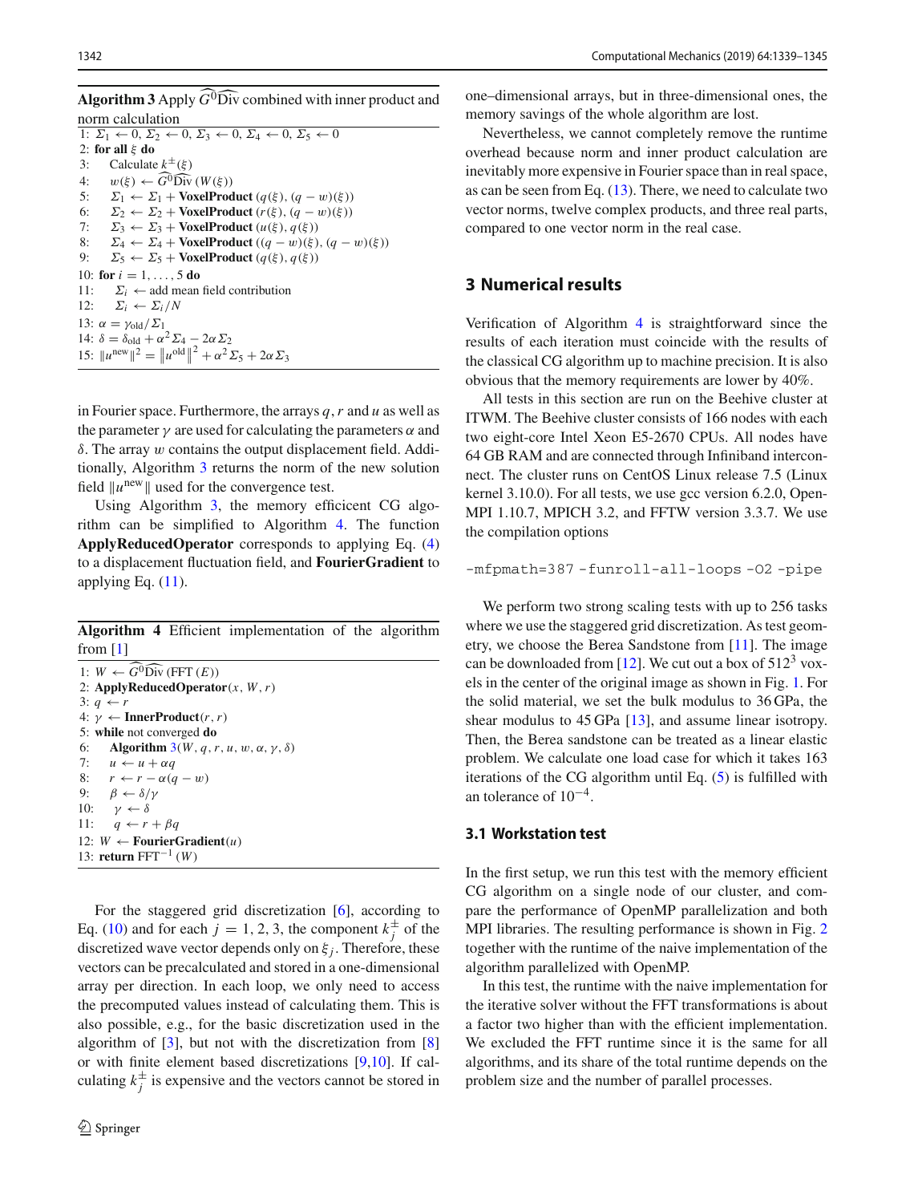**Algorithm 3** Apply $\widehat{G^0}\widehat{\text{Div}}$ combined with inner product and norm calculation

```
1: Σ1 ← 0, Σ2 ← 0, Σ3 ← 0, Σ4 ← 0, Σ5 ← 0
2: for all ξ do
3:    Calculate k±(ξ)
4:    w(ξ) ← Ĝ⁰D̂iv(W(ξ))
5:    Σ1 ← Σ1 + VoxelProduct(q(ξ), (q − w)(ξ))
6:    Σ2 ← Σ2 + VoxelProduct(r(ξ), (q − w)(ξ))
7:    Σ3 ← Σ3 + VoxelProduct(u(ξ), q(ξ))
8:    Σ4 ← Σ4 + VoxelProduct((q − w)(ξ), (q − w)(ξ))
9:    Σ5 ← Σ5 + VoxelProduct(q(ξ), q(ξ))
10: for i = 1, ..., 5 do
11:    Σi ← add mean field contribution
12:    Σi ← Σi/N
13: α = γold/Σ1
14: δ = δold + α²Σ4 − 2αΣ2
15: ‖u^new‖² = ‖u^old‖² + α²Σ5 + 2αΣ3
```

in Fourier space. Furthermore, the arrays $q$, $r$ and $u$ as well as the parameter $\gamma$ are used for calculating the parameters $\alpha$ and $\delta$. The array $w$ contains the output displacement field. Additionally, Algorithm 3 returns the norm of the new solution field $\|u^{\text{new}}\|$ used for the convergence test.

Using Algorithm 3, the memory efficient CG algorithm can be simplified to Algorithm 4. The function **ApplyReducedOperator** corresponds to applying Eq. (4) to a displacement fluctuation field, and **FourierGradient** to applying Eq. (11).

**Algorithm 4** Efficient implementation of the algorithm from [1]

```
1: W ← Ĝ⁰D̂iv(FFT(E))
2: ApplyReducedOperator(x, W, r)
3: q ← r
4: γ ← InnerProduct(r, r)
5: while not converged do
6:    Algorithm 3(W, q, r, u, w, α, γ, δ)
7:    u ← u + αq
8:    r ← r − α(q − w)
9:    β ← δ/γ
10:   γ ← δ
11:   q ← r + βq
12: W ← FourierGradient(u)
13: return FFT⁻¹(W)
```

For the staggered grid discretization [6], according to Eq. (10) and for each $j = 1, 2, 3$, the component $k_j^{\pm}$ of the discretized wave vector depends only on $\xi_j$. Therefore, these vectors can be precalculated and stored in a one-dimensional array per direction. In each loop, we only need to access the precomputed values instead of calculating them. This is also possible, e.g., for the basic discretization used in the algorithm of [3], but not with the discretization from [8] or with finite element based discretizations [9,10]. If calculating $k_j^{\pm}$ is expensive and the vectors cannot be stored in one–dimensional arrays, but in three-dimensional ones, the memory savings of the whole algorithm are lost.

Nevertheless, we cannot completely remove the runtime overhead because norm and inner product calculation are inevitably more expensive in Fourier space than in real space, as can be seen from Eq. (13). There, we need to calculate two vector norms, twelve complex products, and three real parts, compared to one vector norm in the real case.

## 3 Numerical results

Verification of Algorithm 4 is straightforward since the results of each iteration must coincide with the results of the classical CG algorithm up to machine precision. It is also obvious that the memory requirements are lower by 40%.

All tests in this section are run on the Beehive cluster at ITWM. The Beehive cluster consists of 166 nodes with each two eight-core Intel Xeon E5-2670 CPUs. All nodes have 64 GB RAM and are connected through Infiniband interconnect. The cluster runs on CentOS Linux release 7.5 (Linux kernel 3.10.0). For all tests, we use gcc version 6.2.0, OpenMPI 1.10.7, MPICH 3.2, and FFTW version 3.3.7. We use the compilation options

```
-mfpmath=387 -funroll-all-loops -O2 -pipe
```

We perform two strong scaling tests with up to 256 tasks where we use the staggered grid discretization. As test geometry, we choose the Berea Sandstone from [11]. The image can be downloaded from [12]. We cut out a box of $512^3$ voxels in the center of the original image as shown in Fig. 1. For the solid material, we set the bulk modulus to 36 GPa, the shear modulus to 45 GPa [13], and assume linear isotropy. Then, the Berea sandstone can be treated as a linear elastic problem. We calculate one load case for which it takes 163 iterations of the CG algorithm until Eq. (5) is fulfilled with an tolerance of $10^{-4}$.

### 3.1 Workstation test

In the first setup, we run this test with the memory efficient CG algorithm on a single node of our cluster, and compare the performance of OpenMP parallelization and both MPI libraries. The resulting performance is shown in Fig. 2 together with the runtime of the naive implementation of the algorithm parallelized with OpenMP.

In this test, the runtime with the naive implementation for the iterative solver without the FFT transformations is about a factor two higher than with the efficient implementation. We excluded the FFT runtime since it is the same for all algorithms, and its share of the total runtime depends on the problem size and the number of parallel processes.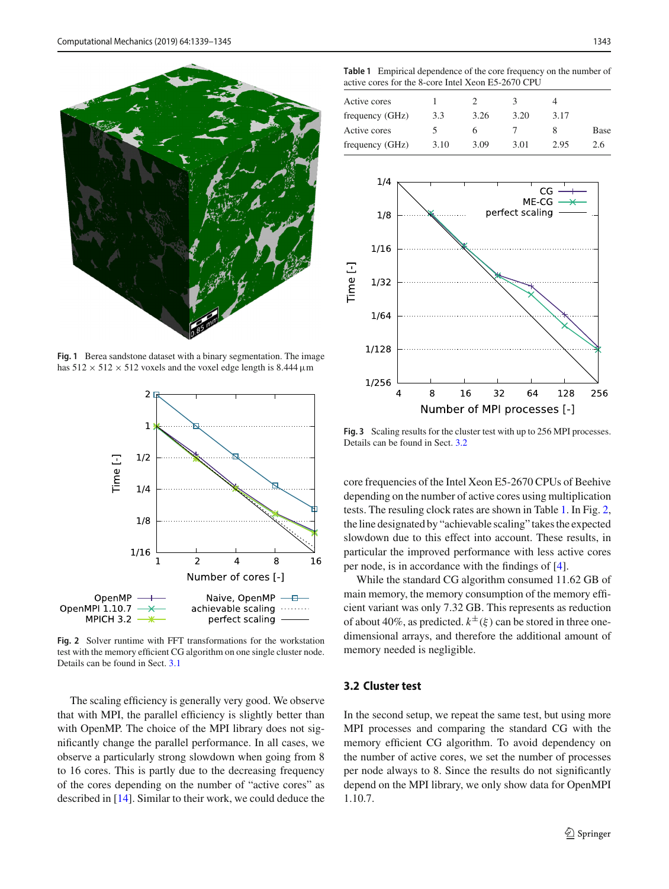Fig. 1 Berea sandstone dataset with a binary segmentation. The image has 512 × 512 × 512 voxels and the voxel edge length is 8.444 µm

Fig. 2 Solver runtime with FFT transformations for the workstation test with the memory efficient CG algorithm on one single cluster node. Details can be found in Sect. 3.1

The scaling efficiency is generally very good. We observe that with MPI, the parallel efficiency is slightly better than with OpenMP. The choice of the MPI library does not significantly change the parallel performance. In all cases, we observe a particularly strong slowdown when going from 8 to 16 cores. This is partly due to the decreasing frequency of the cores depending on the number of "active cores" as described in [14]. Similar to their work, we could deduce the core frequencies of the Intel Xeon E5-2670 CPUs of Beehive depending on the number of active cores using multiplication tests. The resuling clock rates are shown in Table 1. In Fig. 2, the line designated by "achievable scaling" takes the expected slowdown due to this effect into account. These results, in particular the improved performance with less active cores per node, is in accordance with the findings of [4].

**Table 1** Empirical dependence of the core frequency on the number of active cores for the 8-core Intel Xeon E5-2670 CPU

| Active cores | 1 | 2 | 3 | 4 | |
|---|---|---|---|---|---|
| frequency (GHz) | 3.3 | 3.26 | 3.20 | 3.17 | |
| Active cores | 5 | 6 | 7 | 8 | Base |
| frequency (GHz) | 3.10 | 3.09 | 3.01 | 2.95 | 2.6 |

Fig. 3 Scaling results for the cluster test with up to 256 MPI processes. Details can be found in Sect. 3.2

While the standard CG algorithm consumed 11.62 GB of main memory, the memory consumption of the memory efficient variant was only 7.32 GB. This represents as reduction of about 40%, as predicted. $k^{\pm}(\xi)$ can be stored in three one-dimensional arrays, and therefore the additional amount of memory needed is negligible.

### 3.2 Cluster test

In the second setup, we repeat the same test, but using more MPI processes and comparing the standard CG with the memory efficient CG algorithm. To avoid dependency on the number of active cores, we set the number of processes per node always to 8. Since the results do not significantly depend on the MPI library, we only show data for OpenMPI 1.10.7.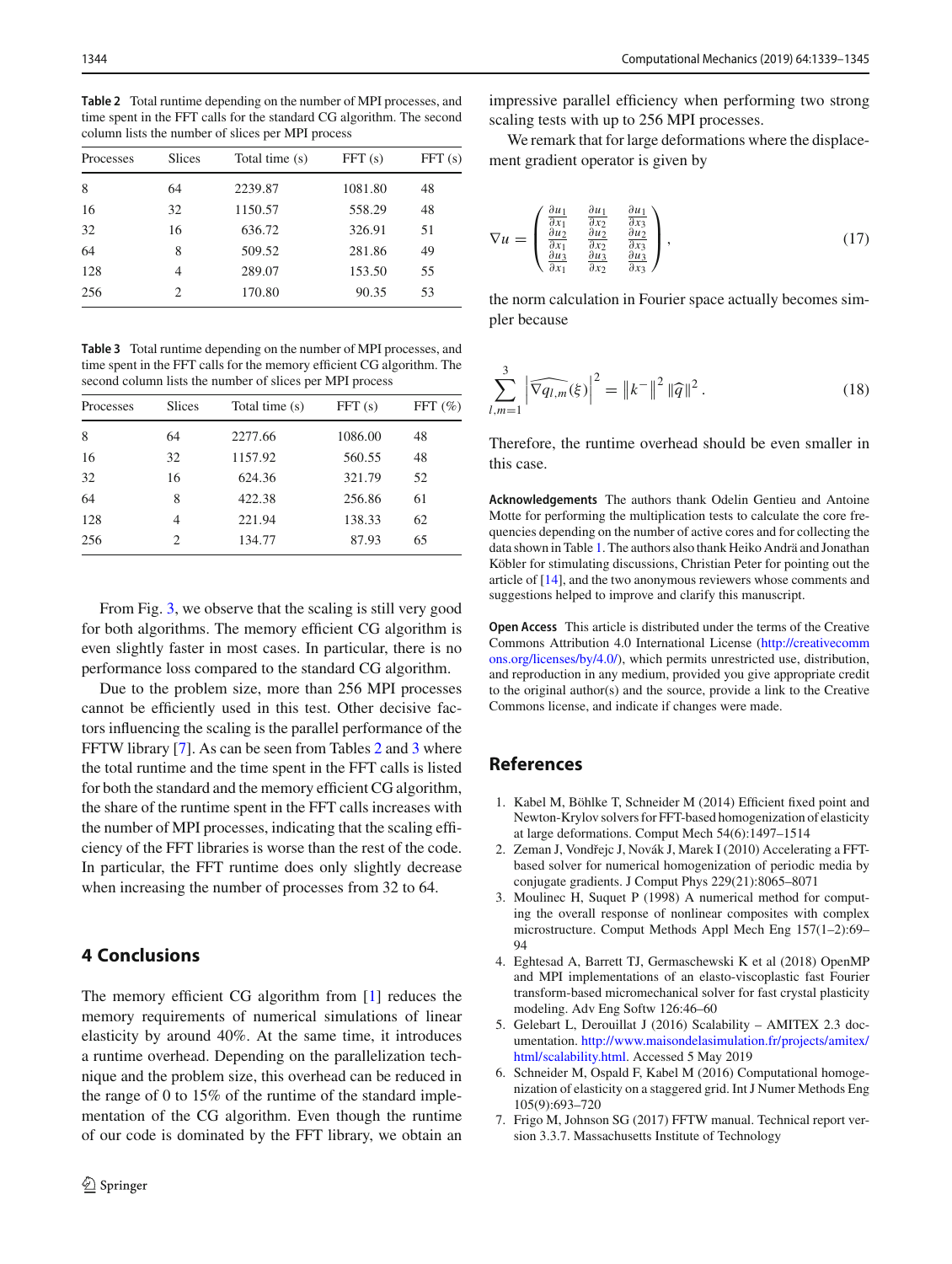**Table 2** Total runtime depending on the number of MPI processes, and time spent in the FFT calls for the standard CG algorithm. The second column lists the number of slices per MPI process

| Processes | Slices | Total time (s) | FFT (s) | FFT (s) |
|---|---|---|---|---|
| 8 | 64 | 2239.87 | 1081.80 | 48 |
| 16 | 32 | 1150.57 | 558.29 | 48 |
| 32 | 16 | 636.72 | 326.91 | 51 |
| 64 | 8 | 509.52 | 281.86 | 49 |
| 128 | 4 | 289.07 | 153.50 | 55 |
| 256 | 2 | 170.80 | 90.35 | 53 |

**Table 3** Total runtime depending on the number of MPI processes, and time spent in the FFT calls for the memory efficient CG algorithm. The second column lists the number of slices per MPI process

| Processes | Slices | Total time (s) | FFT (s) | FFT (%) |
|---|---|---|---|---|
| 8 | 64 | 2277.66 | 1086.00 | 48 |
| 16 | 32 | 1157.92 | 560.55 | 48 |
| 32 | 16 | 624.36 | 321.79 | 52 |
| 64 | 8 | 422.38 | 256.86 | 61 |
| 128 | 4 | 221.94 | 138.33 | 62 |
| 256 | 2 | 134.77 | 87.93 | 65 |

From Fig. 3, we observe that the scaling is still very good for both algorithms. The memory efficient CG algorithm is even slightly faster in most cases. In particular, there is no performance loss compared to the standard CG algorithm.

Due to the problem size, more than 256 MPI processes cannot be efficiently used in this test. Other decisive factors influencing the scaling is the parallel performance of the FFTW library [7]. As can be seen from Tables 2 and 3 where the total runtime and the time spent in the FFT calls is listed for both the standard and the memory efficient CG algorithm, the share of the runtime spent in the FFT calls increases with the number of MPI processes, indicating that the scaling efficiency of the FFT libraries is worse than the rest of the code. In particular, the FFT runtime does only slightly decrease when increasing the number of processes from 32 to 64.

## 4 Conclusions

The memory efficient CG algorithm from [1] reduces the memory requirements of numerical simulations of linear elasticity by around 40%. At the same time, it introduces a runtime overhead. Depending on the parallelization technique and the problem size, this overhead can be reduced in the range of 0 to 15% of the runtime of the standard implementation of the CG algorithm. Even though the runtime of our code is dominated by the FFT library, we obtain an impressive parallel efficiency when performing two strong scaling tests with up to 256 MPI processes.

We remark that for large deformations where the displacement gradient operator is given by

$$\nabla u = \begin{pmatrix} \frac{\partial u_1}{\partial x_1} & \frac{\partial u_1}{\partial x_2} & \frac{\partial u_1}{\partial x_3} \\ \frac{\partial u_2}{\partial x_1} & \frac{\partial u_2}{\partial x_2} & \frac{\partial u_2}{\partial x_3} \\ \frac{\partial u_3}{\partial x_1} & \frac{\partial u_3}{\partial x_2} & \frac{\partial u_3}{\partial x_3} \end{pmatrix}, \tag{17}$$

the norm calculation in Fourier space actually becomes simpler because

$$\sum_{l,m=1}^{3} \left| \widehat{\nabla q_{l,m}}(\xi) \right|^2 = \left\| k^- \right\|^2 \|\widehat{q}\|^2 . \tag{18}$$

Therefore, the runtime overhead should be even smaller in this case.

**Acknowledgements** The authors thank Odelin Gentieu and Antoine Motte for performing the multiplication tests to calculate the core frequencies depending on the number of active cores and for collecting the data shown in Table 1. The authors also thank Heiko Andrä and Jonathan Köbler for stimulating discussions, Christian Peter for pointing out the article of [14], and the two anonymous reviewers whose comments and suggestions helped to improve and clarify this manuscript.

**Open Access** This article is distributed under the terms of the Creative Commons Attribution 4.0 International License (http://creativecommons.org/licenses/by/4.0/), which permits unrestricted use, distribution, and reproduction in any medium, provided you give appropriate credit to the original author(s) and the source, provide a link to the Creative Commons license, and indicate if changes were made.

## References

1. Kabel M, Böhlke T, Schneider M (2014) Efficient fixed point and Newton-Krylov solvers for FFT-based homogenization of elasticity at large deformations. Comput Mech 54(6):1497–1514
2. Zeman J, Vondřejc J, Novák J, Marek I (2010) Accelerating a FFT-based solver for numerical homogenization of periodic media by conjugate gradients. J Comput Phys 229(21):8065–8071
3. Moulinec H, Suquet P (1998) A numerical method for computing the overall response of nonlinear composites with complex microstructure. Comput Methods Appl Mech Eng 157(1–2):69–94
4. Eghtesad A, Barrett TJ, Germaschewski K et al (2018) OpenMP and MPI implementations of an elasto-viscoplastic fast Fourier transform-based micromechanical solver for fast crystal plasticity modeling. Adv Eng Softw 126:46–60
5. Gelebart L, Derouillat J (2016) Scalability – AMITEX 2.3 documentation. http://www.maisondelasimulation.fr/projects/amitex/html/scalability.html. Accessed 5 May 2019
6. Schneider M, Ospald F, Kabel M (2016) Computational homogenization of elasticity on a staggered grid. Int J Numer Methods Eng 105(9):693–720
7. Frigo M, Johnson SG (2017) FFTW manual. Technical report version 3.3.7. Massachusetts Institute of Technology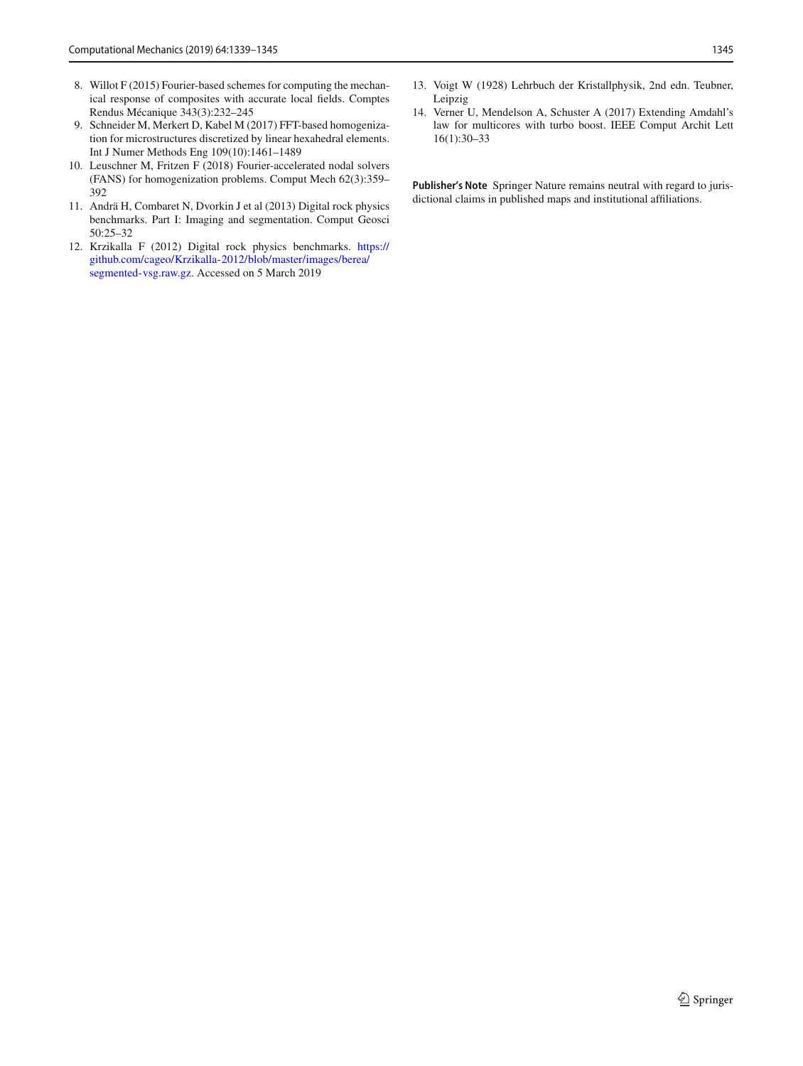8. Willot F (2015) Fourier-based schemes for computing the mechanical response of composites with accurate local fields. Comptes Rendus Mécanique 343(3):232–245
9. Schneider M, Merkert D, Kabel M (2017) FFT-based homogenization for microstructures discretized by linear hexahedral elements. Int J Numer Methods Eng 109(10):1461–1489
10. Leuschner M, Fritzen F (2018) Fourier-accelerated nodal solvers (FANS) for homogenization problems. Comput Mech 62(3):359–392
11. Andrä H, Combaret N, Dvorkin J et al (2013) Digital rock physics benchmarks. Part I: Imaging and segmentation. Comput Geosci 50:25–32
12. Krzikalla F (2012) Digital rock physics benchmarks. https://github.com/cageo/Krzikalla-2012/blob/master/images/berea/segmented-vsg.raw.gz. Accessed on 5 March 2019
13. Voigt W (1928) Lehrbuch der Kristallphysik, 2nd edn. Teubner, Leipzig
14. Verner U, Mendelson A, Schuster A (2017) Extending Amdahl's law for multicores with turbo boost. IEEE Comput Archit Lett 16(1):30–33

**Publisher's Note** Springer Nature remains neutral with regard to jurisdictional claims in published maps and institutional affiliations.